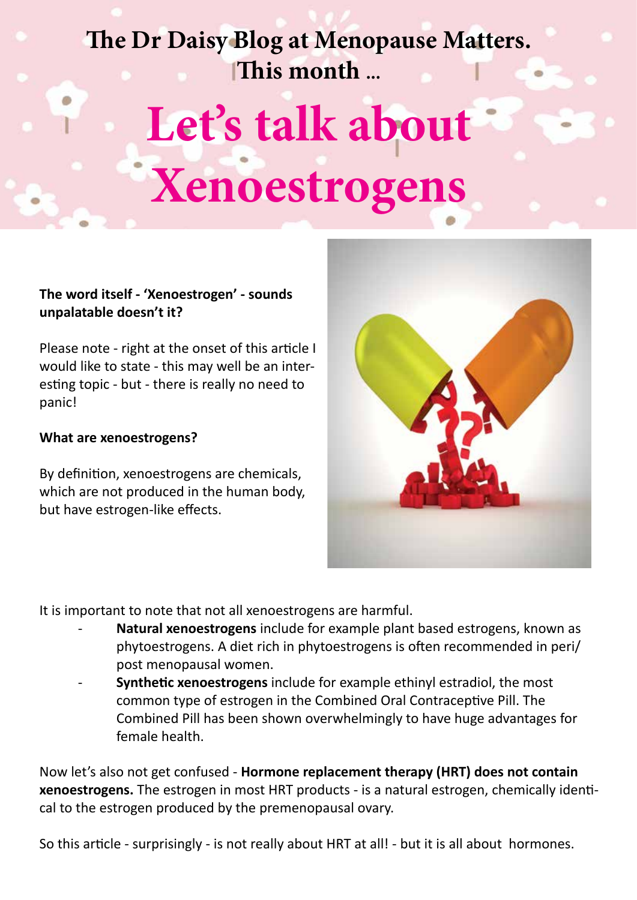**The Dr Daisy Blog at Menopause Matters.**
**This month ...**

# Let's talk about Xenoestrogens

**The word itself - 'Xenoestrogen' - sounds unpalatable doesn't it?**

Please note - right at the onset of this article I would like to state - this may well be an interesting topic - but - there is really no need to panic!

**What are xenoestrogens?**

By definition, xenoestrogens are chemicals, which are not produced in the human body, but have estrogen-like effects.

It is important to note that not all xenoestrogens are harmful.

- **Natural xenoestrogens** include for example plant based estrogens, known as phytoestrogens. A diet rich in phytoestrogens is often recommended in peri/post menopausal women.
- **Synthetic xenoestrogens** include for example ethinyl estradiol, the most common type of estrogen in the Combined Oral Contraceptive Pill. The Combined Pill has been shown overwhelmingly to have huge advantages for female health.

Now let's also not get confused - **Hormone replacement therapy (HRT) does not contain xenoestrogens.** The estrogen in most HRT products - is a natural estrogen, chemically identical to the estrogen produced by the premenopausal ovary.

So this article - surprisingly - is not really about HRT at all! - but it is all about hormones.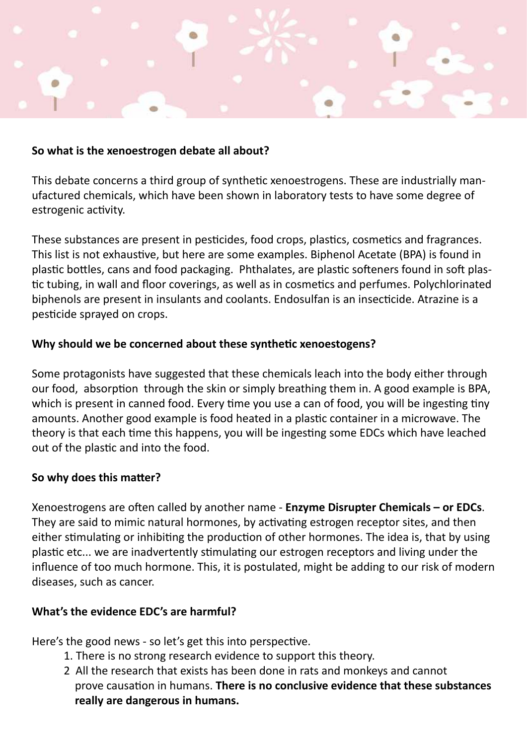**So what is the xenoestrogen debate all about?**

This debate concerns a third group of synthetic xenoestrogens. These are industrially manufactured chemicals, which have been shown in laboratory tests to have some degree of estrogenic activity.

These substances are present in pesticides, food crops, plastics, cosmetics and fragrances. This list is not exhaustive, but here are some examples. Biphenol Acetate (BPA) is found in plastic bottles, cans and food packaging. Phthalates, are plastic softeners found in soft plastic tubing, in wall and floor coverings, as well as in cosmetics and perfumes. Polychlorinated biphenols are present in insulants and coolants. Endosulfan is an insecticide. Atrazine is a pesticide sprayed on crops.

**Why should we be concerned about these synthetic xenoestogens?**

Some protagonists have suggested that these chemicals leach into the body either through our food, absorption through the skin or simply breathing them in. A good example is BPA, which is present in canned food. Every time you use a can of food, you will be ingesting tiny amounts. Another good example is food heated in a plastic container in a microwave. The theory is that each time this happens, you will be ingesting some EDCs which have leached out of the plastic and into the food.

**So why does this matter?**

Xenoestrogens are often called by another name - **Enzyme Disrupter Chemicals – or EDCs**. They are said to mimic natural hormones, by activating estrogen receptor sites, and then either stimulating or inhibiting the production of other hormones. The idea is, that by using plastic etc... we are inadvertently stimulating our estrogen receptors and living under the influence of too much hormone. This, it is postulated, might be adding to our risk of modern diseases, such as cancer.

**What's the evidence EDC's are harmful?**

Here's the good news - so let's get this into perspective.

1. There is no strong research evidence to support this theory.
2. All the research that exists has been done in rats and monkeys and cannot prove causation in humans. **There is no conclusive evidence that these substances really are dangerous in humans.**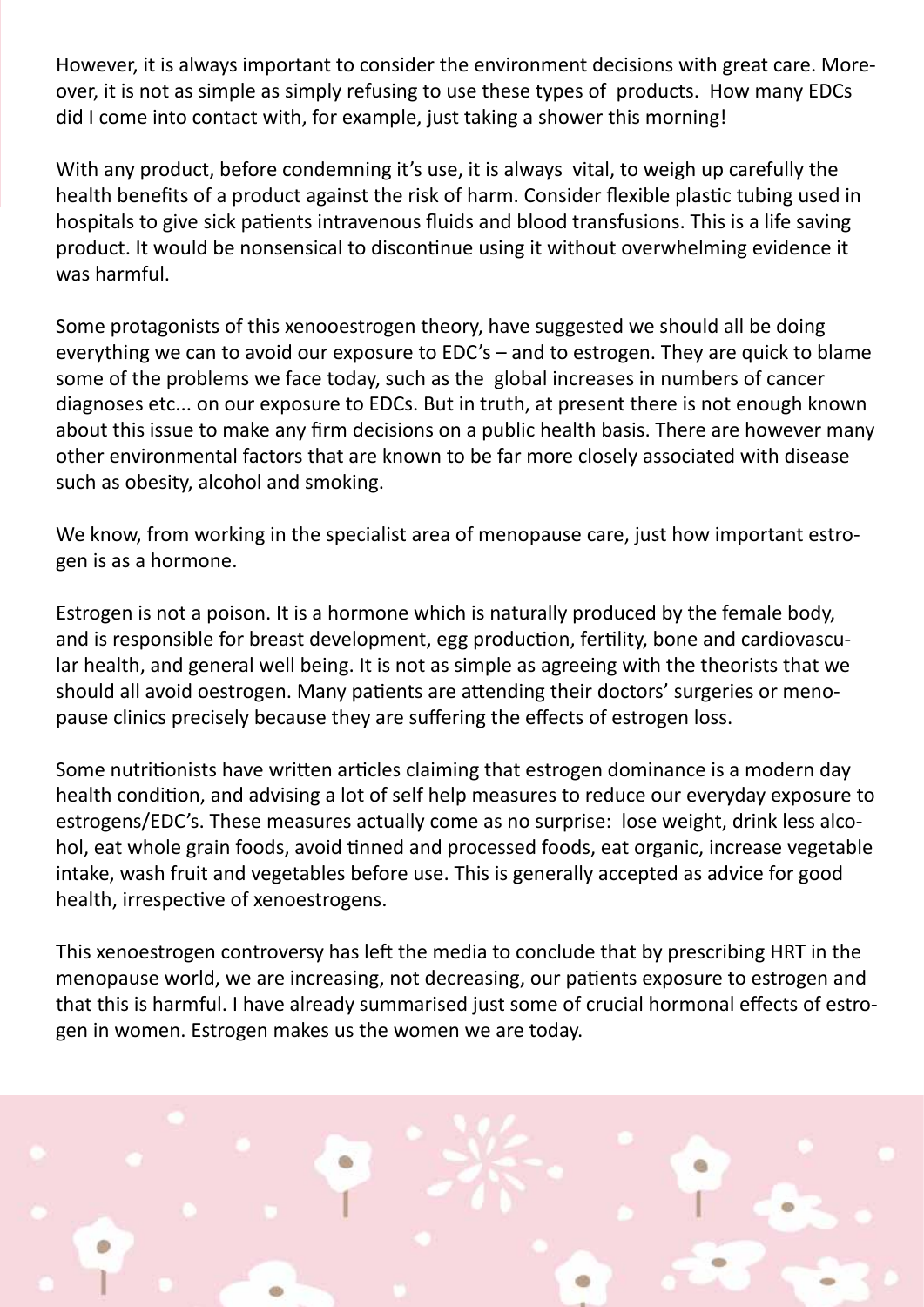However, it is always important to consider the environment decisions with great care. Moreover, it is not as simple as simply refusing to use these types of products. How many EDCs did I come into contact with, for example, just taking a shower this morning!

With any product, before condemning it's use, it is always vital, to weigh up carefully the health benefits of a product against the risk of harm. Consider flexible plastic tubing used in hospitals to give sick patients intravenous fluids and blood transfusions. This is a life saving product. It would be nonsensical to discontinue using it without overwhelming evidence it was harmful.

Some protagonists of this xenooestrogen theory, have suggested we should all be doing everything we can to avoid our exposure to EDC's – and to estrogen. They are quick to blame some of the problems we face today, such as the global increases in numbers of cancer diagnoses etc... on our exposure to EDCs. But in truth, at present there is not enough known about this issue to make any firm decisions on a public health basis. There are however many other environmental factors that are known to be far more closely associated with disease such as obesity, alcohol and smoking.

We know, from working in the specialist area of menopause care, just how important estrogen is as a hormone.

Estrogen is not a poison. It is a hormone which is naturally produced by the female body, and is responsible for breast development, egg production, fertility, bone and cardiovascular health, and general well being. It is not as simple as agreeing with the theorists that we should all avoid oestrogen. Many patients are attending their doctors' surgeries or menopause clinics precisely because they are suffering the effects of estrogen loss.

Some nutritionists have written articles claiming that estrogen dominance is a modern day health condition, and advising a lot of self help measures to reduce our everyday exposure to estrogens/EDC's. These measures actually come as no surprise: lose weight, drink less alcohol, eat whole grain foods, avoid tinned and processed foods, eat organic, increase vegetable intake, wash fruit and vegetables before use. This is generally accepted as advice for good health, irrespective of xenoestrogens.

This xenoestrogen controversy has left the media to conclude that by prescribing HRT in the menopause world, we are increasing, not decreasing, our patients exposure to estrogen and that this is harmful. I have already summarised just some of crucial hormonal effects of estrogen in women. Estrogen makes us the women we are today.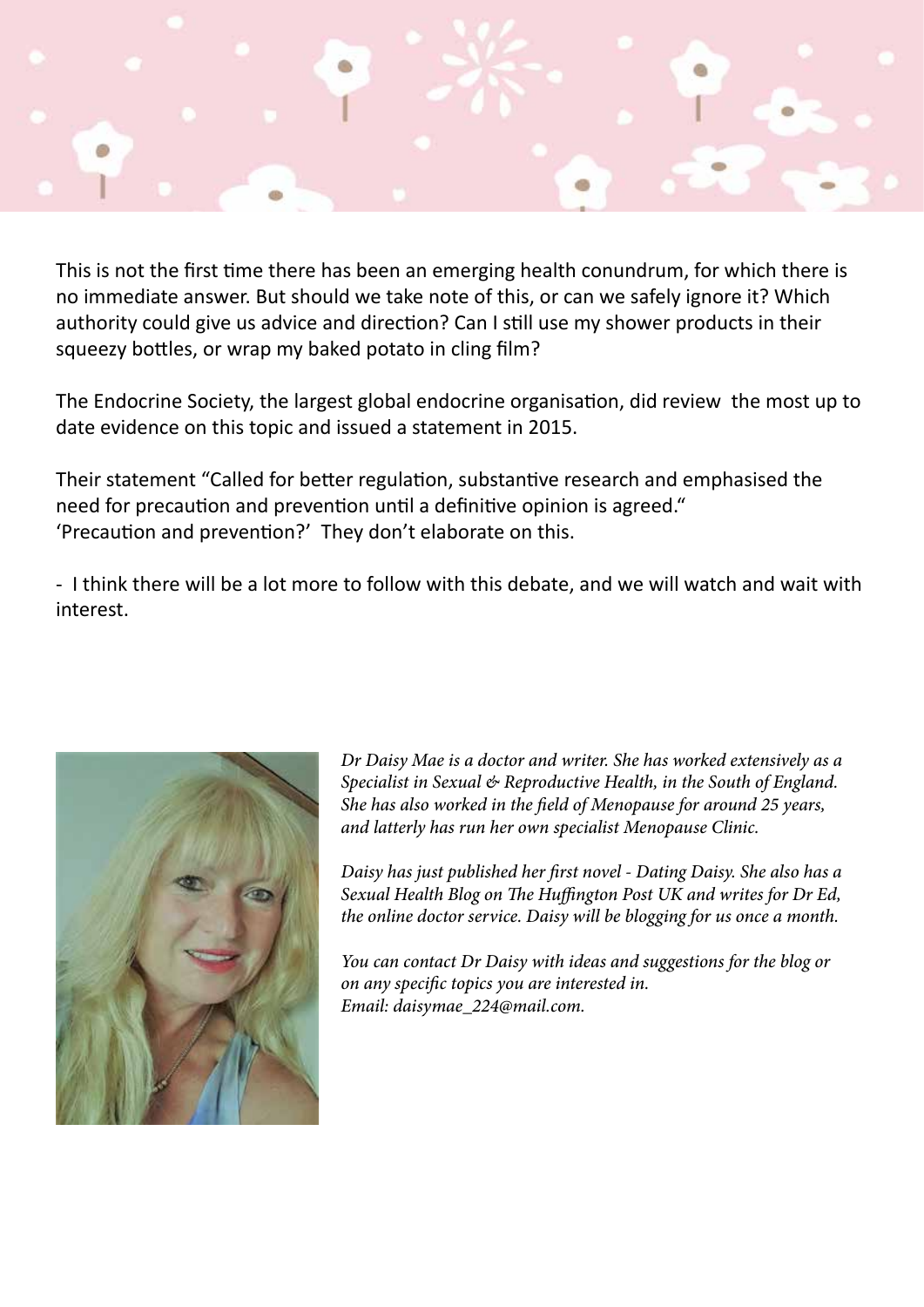This is not the first time there has been an emerging health conundrum, for which there is no immediate answer. But should we take note of this, or can we safely ignore it? Which authority could give us advice and direction? Can I still use my shower products in their squeezy bottles, or wrap my baked potato in cling film?

The Endocrine Society, the largest global endocrine organisation, did review the most up to date evidence on this topic and issued a statement in 2015.

Their statement "Called for better regulation, substantive research and emphasised the need for precaution and prevention until a definitive opinion is agreed."
'Precaution and prevention?' They don't elaborate on this.

- I think there will be a lot more to follow with this debate, and we will watch and wait with interest.

*Dr Daisy Mae is a doctor and writer. She has worked extensively as a Specialist in Sexual & Reproductive Health, in the South of England. She has also worked in the field of Menopause for around 25 years, and latterly has run her own specialist Menopause Clinic.*

*Daisy has just published her first novel - Dating Daisy. She also has a Sexual Health Blog on The Huffington Post UK and writes for Dr Ed, the online doctor service. Daisy will be blogging for us once a month.*

*You can contact Dr Daisy with ideas and suggestions for the blog or on any specific topics you are interested in.*
*Email: daisymae_224@mail.com.*